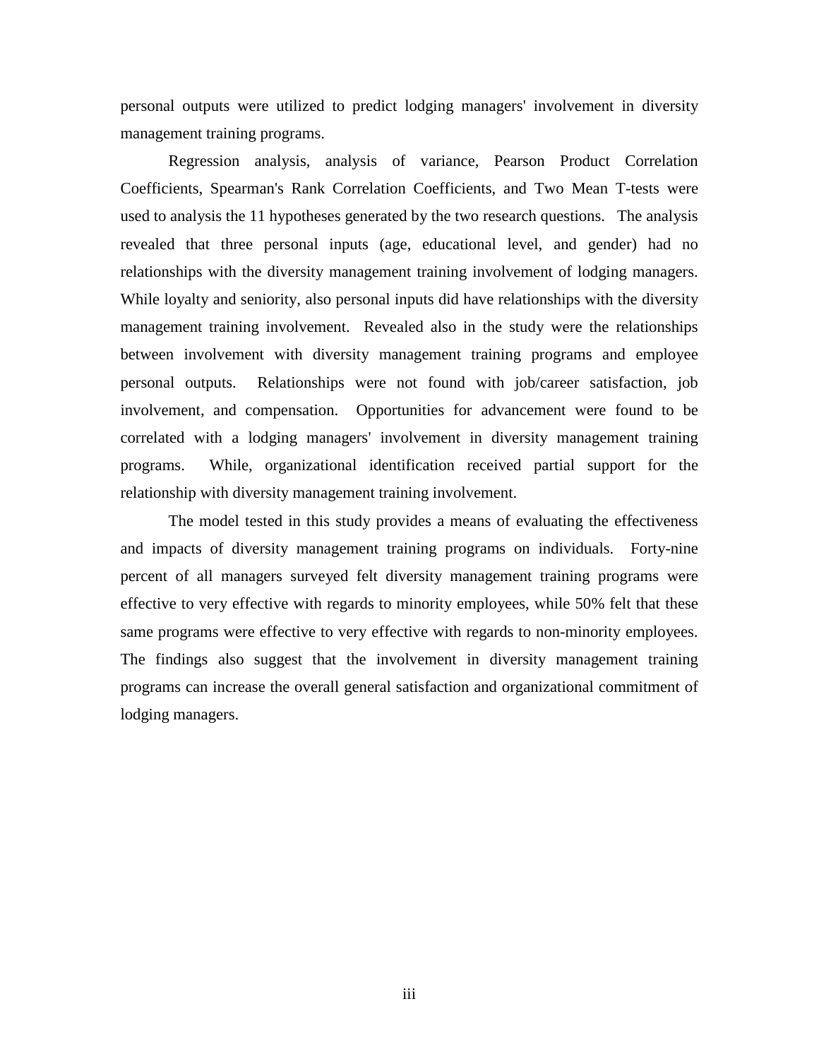personal outputs were utilized to predict lodging managers' involvement in diversity management training programs.

Regression analysis, analysis of variance, Pearson Product Correlation Coefficients, Spearman's Rank Correlation Coefficients, and Two Mean T-tests were used to analysis the 11 hypotheses generated by the two research questions. The analysis revealed that three personal inputs (age, educational level, and gender) had no relationships with the diversity management training involvement of lodging managers. While loyalty and seniority, also personal inputs did have relationships with the diversity management training involvement. Revealed also in the study were the relationships between involvement with diversity management training programs and employee personal outputs. Relationships were not found with job/career satisfaction, job involvement, and compensation. Opportunities for advancement were found to be correlated with a lodging managers' involvement in diversity management training programs. While, organizational identification received partial support for the relationship with diversity management training involvement.

The model tested in this study provides a means of evaluating the effectiveness and impacts of diversity management training programs on individuals. Forty-nine percent of all managers surveyed felt diversity management training programs were effective to very effective with regards to minority employees, while 50% felt that these same programs were effective to very effective with regards to non-minority employees. The findings also suggest that the involvement in diversity management training programs can increase the overall general satisfaction and organizational commitment of lodging managers.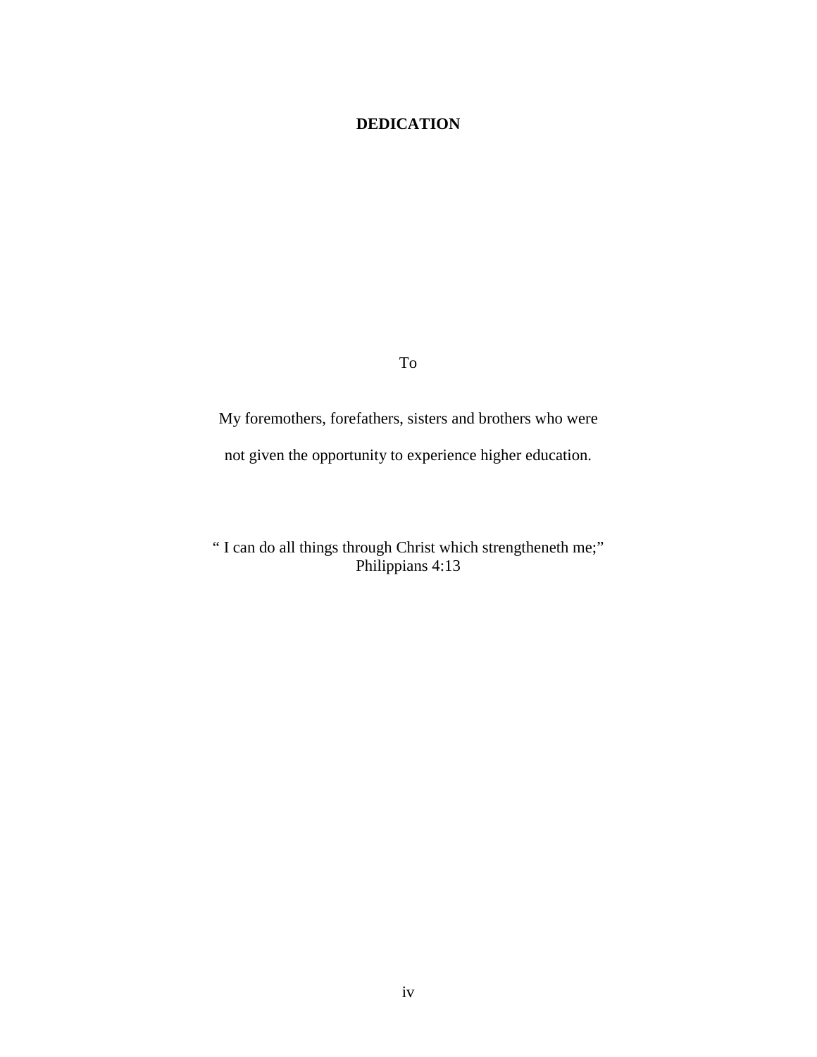# DEDICATION

To

My foremothers, forefathers, sisters and brothers who were

not given the opportunity to experience higher education.

" I can do all things through Christ which strengtheneth me;"
Philippians 4:13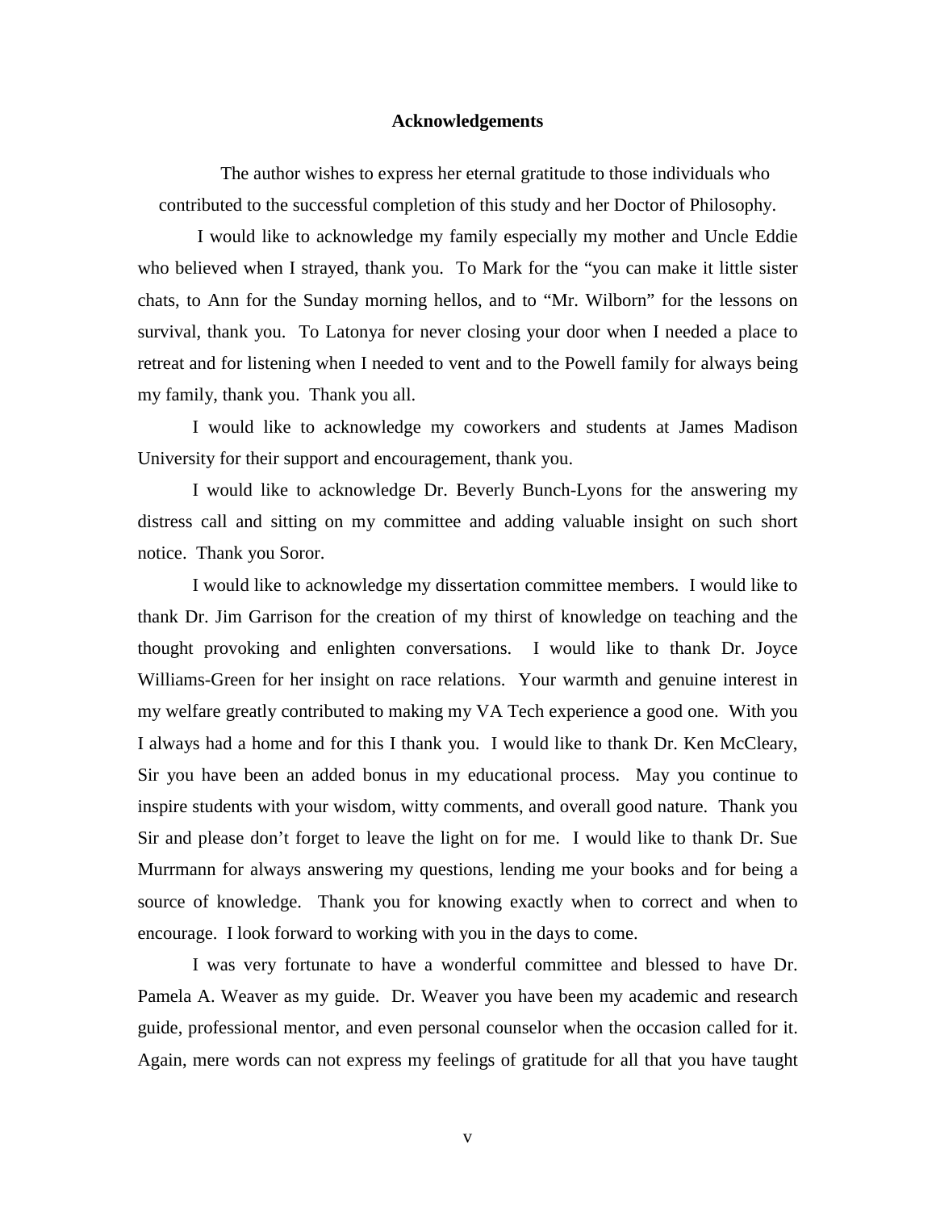**Acknowledgements**

The author wishes to express her eternal gratitude to those individuals who contributed to the successful completion of this study and her Doctor of Philosophy.

I would like to acknowledge my family especially my mother and Uncle Eddie who believed when I strayed, thank you. To Mark for the "you can make it little sister chats, to Ann for the Sunday morning hellos, and to "Mr. Wilborn" for the lessons on survival, thank you. To Latonya for never closing your door when I needed a place to retreat and for listening when I needed to vent and to the Powell family for always being my family, thank you. Thank you all.

I would like to acknowledge my coworkers and students at James Madison University for their support and encouragement, thank you.

I would like to acknowledge Dr. Beverly Bunch-Lyons for the answering my distress call and sitting on my committee and adding valuable insight on such short notice. Thank you Soror.

I would like to acknowledge my dissertation committee members. I would like to thank Dr. Jim Garrison for the creation of my thirst of knowledge on teaching and the thought provoking and enlighten conversations. I would like to thank Dr. Joyce Williams-Green for her insight on race relations. Your warmth and genuine interest in my welfare greatly contributed to making my VA Tech experience a good one. With you I always had a home and for this I thank you. I would like to thank Dr. Ken McCleary, Sir you have been an added bonus in my educational process. May you continue to inspire students with your wisdom, witty comments, and overall good nature. Thank you Sir and please don't forget to leave the light on for me. I would like to thank Dr. Sue Murrmann for always answering my questions, lending me your books and for being a source of knowledge. Thank you for knowing exactly when to correct and when to encourage. I look forward to working with you in the days to come.

I was very fortunate to have a wonderful committee and blessed to have Dr. Pamela A. Weaver as my guide. Dr. Weaver you have been my academic and research guide, professional mentor, and even personal counselor when the occasion called for it. Again, mere words can not express my feelings of gratitude for all that you have taught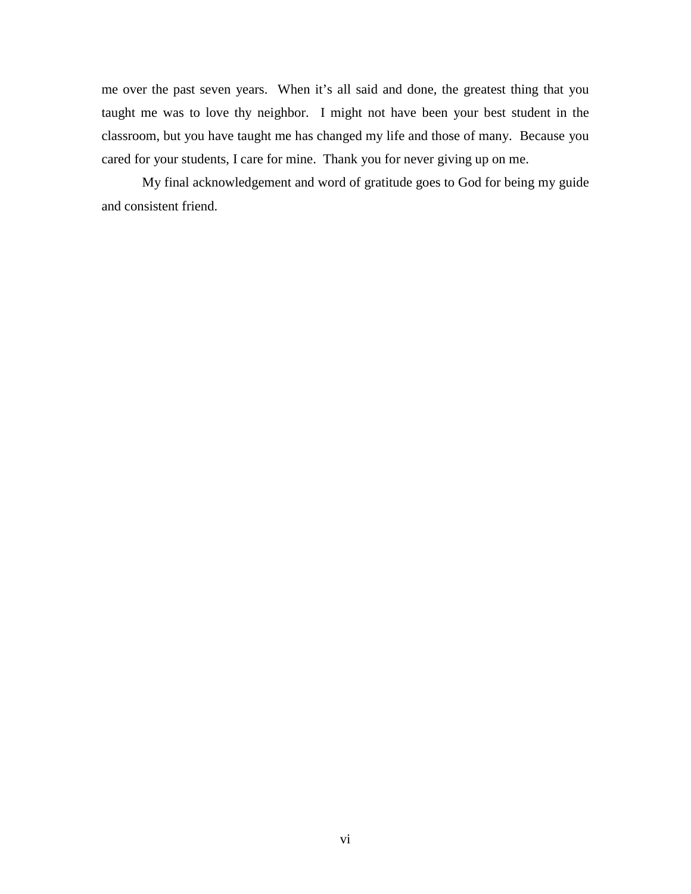me over the past seven years. When it's all said and done, the greatest thing that you taught me was to love thy neighbor. I might not have been your best student in the classroom, but you have taught me has changed my life and those of many. Because you cared for your students, I care for mine. Thank you for never giving up on me.

My final acknowledgement and word of gratitude goes to God for being my guide and consistent friend.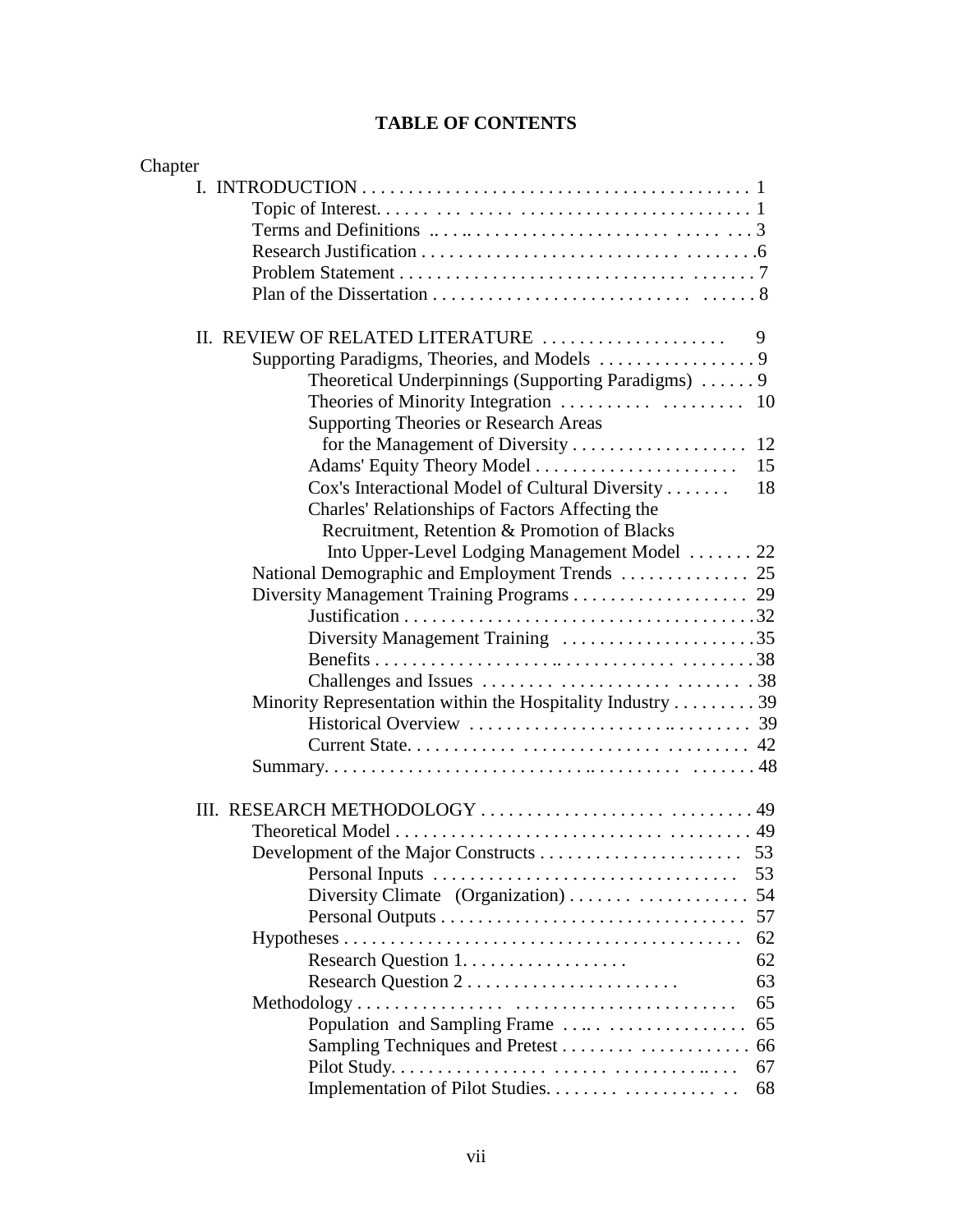# TABLE OF CONTENTS

Chapter

- I. INTRODUCTION . . . . . . . . . . . . . . . . . . . . . . . . . . . . . . . . . . . . . . . . . 1
  - Topic of Interest. . . . . . . . . . . . . . . . . . . . . . . . . . . . . . . . . . . . . . . 1
  - Terms and Definitions . . . . . . . . . . . . . . . . . . . . . . . . . . . . . . . . . . 3
  - Research Justification . . . . . . . . . . . . . . . . . . . . . . . . . . . . . . . . . . .6
  - Problem Statement . . . . . . . . . . . . . . . . . . . . . . . . . . . . . . . . . . . . . 7
  - Plan of the Dissertation . . . . . . . . . . . . . . . . . . . . . . . . . . . . . . . . . 8

- II. REVIEW OF RELATED LITERATURE . . . . . . . . . . . . . . . . . . . . 9
  - Supporting Paradigms, Theories, and Models . . . . . . . . . . . . . . . . . 9
    - Theoretical Underpinnings (Supporting Paradigms) . . . . . . 9
    - Theories of Minority Integration . . . . . . . . . . . . . . . . . . 10
    - Supporting Theories or Research Areas for the Management of Diversity . . . . . . . . . . . . . . . . . . . 12
    - Adams' Equity Theory Model . . . . . . . . . . . . . . . . . . . . . . 15
    - Cox's Interactional Model of Cultural Diversity . . . . . . . 18
    - Charles' Relationships of Factors Affecting the Recruitment, Retention & Promotion of Blacks Into Upper-Level Lodging Management Model . . . . . . . 22
  - National Demographic and Employment Trends . . . . . . . . . . . . . . 25
  - Diversity Management Training Programs . . . . . . . . . . . . . . . . . . . 29
    - Justification . . . . . . . . . . . . . . . . . . . . . . . . . . . . . . . . . . . . . .32
    - Diversity Management Training . . . . . . . . . . . . . . . . . . . . .35
    - Benefits . . . . . . . . . . . . . . . . . . . . . . . . . . . . . . . . . . . . . . . . .38
    - Challenges and Issues . . . . . . . . . . . . . . . . . . . . . . . . . . . . 38
  - Minority Representation within the Hospitality Industry . . . . . . . . . 39
    - Historical Overview . . . . . . . . . . . . . . . . . . . . . . . . . . . . . . 39
    - Current State. . . . . . . . . . . . . . . . . . . . . . . . . . . . . . . . . . . . 42
  - Summary. . . . . . . . . . . . . . . . . . . . . . . . . . . . . . . . . . . . . . . . . . . . 48

- III. RESEARCH METHODOLOGY . . . . . . . . . . . . . . . . . . . . . . . . . . . . . 49
  - Theoretical Model . . . . . . . . . . . . . . . . . . . . . . . . . . . . . . . . . . . . . . 49
  - Development of the Major Constructs . . . . . . . . . . . . . . . . . . . . . . 53
    - Personal Inputs . . . . . . . . . . . . . . . . . . . . . . . . . . . . . . . . . 53
    - Diversity Climate (Organization) . . . . . . . . . . . . . . . . . . . 54
    - Personal Outputs . . . . . . . . . . . . . . . . . . . . . . . . . . . . . . . . 57
  - Hypotheses . . . . . . . . . . . . . . . . . . . . . . . . . . . . . . . . . . . . . . . . . . 62
    - Research Question 1. . . . . . . . . . . . . . . . . . 62
    - Research Question 2 . . . . . . . . . . . . . . . . . . . . . . 63
  - Methodology . . . . . . . . . . . . . . . . . . . . . . . . . . . . . . . . . . . . . . . . . 65
    - Population and Sampling Frame . . . . . . . . . . . . . . . . . . . 65
    - Sampling Techniques and Pretest . . . . . . . . . . . . . . . . . . . 66
    - Pilot Study. . . . . . . . . . . . . . . . . . . . . . . . . . . . . . . . . . . . . 67
    - Implementation of Pilot Studies. . . . . . . . . . . . . . . . . . . 68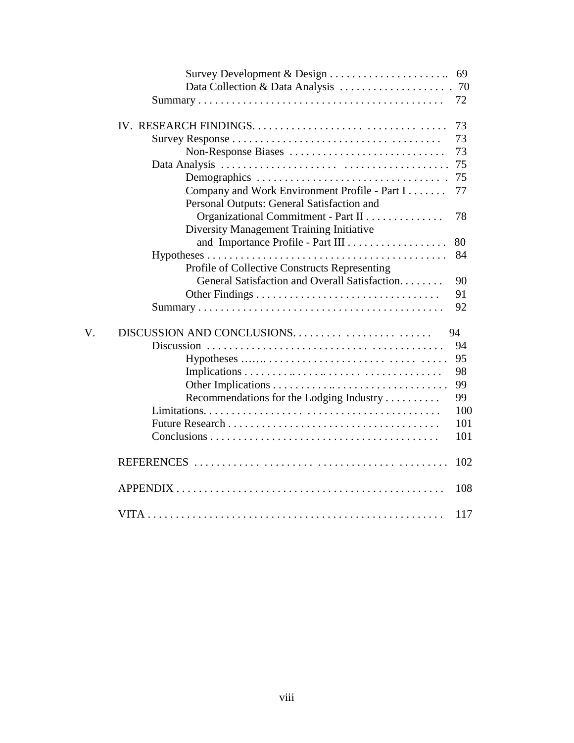Survey Development & Design . . . . . . . . . . . . . . . . . . . . . .. 69
Data Collection & Data Analysis . . . . . . . . . . . . . . . . . . . . 70
Summary . . . . . . . . . . . . . . . . . . . . . . . . . . . . . . . . . . . . . . . . . . . 72

IV. RESEARCH FINDINGS. . . . . . . . . . . . . . . . . . . . . . . . . . . . . . . . . . . 73
Survey Response . . . . . . . . . . . . . . . . . . . . . . . . . . . . . . . . . . . . . 73
Non-Response Biases . . . . . . . . . . . . . . . . . . . . . . . . . . . . 73
Data Analysis . . . . . . . . . . . . . . . . . . . . . . . . . . . . . . . . . . . . . . 75
Demographics . . . . . . . . . . . . . . . . . . . . . . . . . . . . . . . . . . . 75
Company and Work Environment Profile - Part I . . . . . . . 77
Personal Outputs: General Satisfaction and Organizational Commitment - Part II . . . . . . . . . . . . . . 78
Diversity Management Training Initiative and Importance Profile - Part III . . . . . . . . . . . . . . . . . . 80
Hypotheses . . . . . . . . . . . . . . . . . . . . . . . . . . . . . . . . . . . . . . . . . . 84
Profile of Collective Constructs Representing General Satisfaction and Overall Satisfaction. . . . . . . . 90
Other Findings . . . . . . . . . . . . . . . . . . . . . . . . . . . . . . . . . 91
Summary . . . . . . . . . . . . . . . . . . . . . . . . . . . . . . . . . . . . . . . . . . . 92

V. DISCUSSION AND CONCLUSIONS. . . . . . . . . . . . . . . . . . . . . . . . 94
Discussion . . . . . . . . . . . . . . . . . . . . . . . . . . . . . . . . . . . . . . . . . 94
Hypotheses . . . . . . . . . . . . . . . . . . . . . . . . . . . . . . . . . . . . . . 95
Implications . . . . . . . . . . . . . . . . . . . . . . . . . . . . . . . . . . . . . 98
Other Implications . . . . . . . . . . . . . . . . . . . . . . . . . . . . . . . . 99
Recommendations for the Lodging Industry . . . . . . . . . . 99
Limitations. . . . . . . . . . . . . . . . . . . . . . . . . . . . . . . . . . . . . . . . . . 100
Future Research . . . . . . . . . . . . . . . . . . . . . . . . . . . . . . . . . . . . . 101
Conclusions . . . . . . . . . . . . . . . . . . . . . . . . . . . . . . . . . . . . . . . . 101

REFERENCES . . . . . . . . . . . . . . . . . . . . . . . . . . . . . . . . . . . . . . . . . . 102

APPENDIX . . . . . . . . . . . . . . . . . . . . . . . . . . . . . . . . . . . . . . . . . . . . . 108

VITA . . . . . . . . . . . . . . . . . . . . . . . . . . . . . . . . . . . . . . . . . . . . . . . . . 117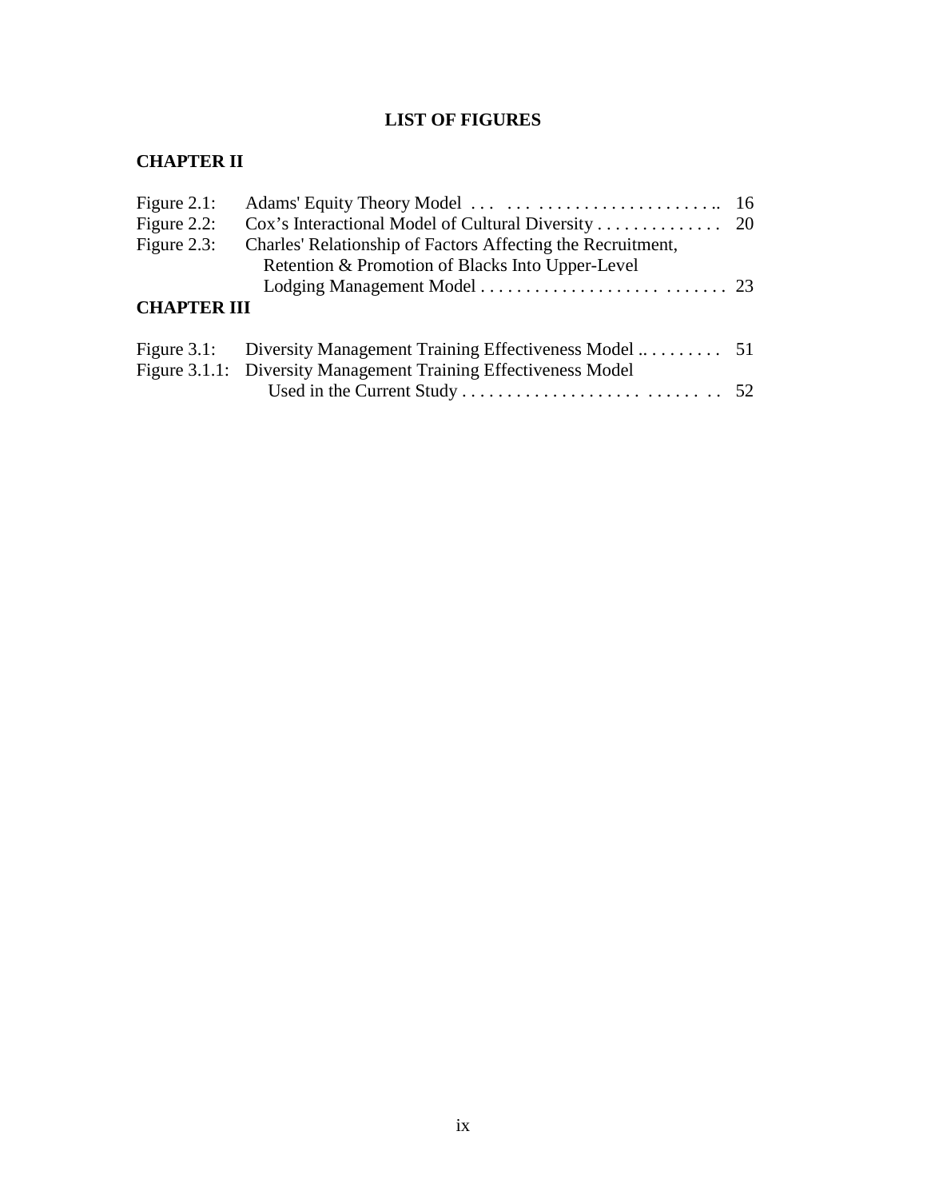# LIST OF FIGURES

## CHAPTER II

Figure 2.1: Adams' Equity Theory Model . . . . . . . . . . . . . . . . . . . . . . . . . . . . . . 16
Figure 2.2: Cox's Interactional Model of Cultural Diversity . . . . . . . . . . . . . . 20
Figure 2.3: Charles' Relationship of Factors Affecting the Recruitment, Retention & Promotion of Blacks Into Upper-Level Lodging Management Model . . . . . . . . . . . . . . . . . . . . . . . . . . . . . . . . . . . . 23

## CHAPTER III

Figure 3.1: Diversity Management Training Effectiveness Model .. . . . . . . . . 51
Figure 3.1.1: Diversity Management Training Effectiveness Model Used in the Current Study . . . . . . . . . . . . . . . . . . . . . . . . . . . . . . . . . . . 52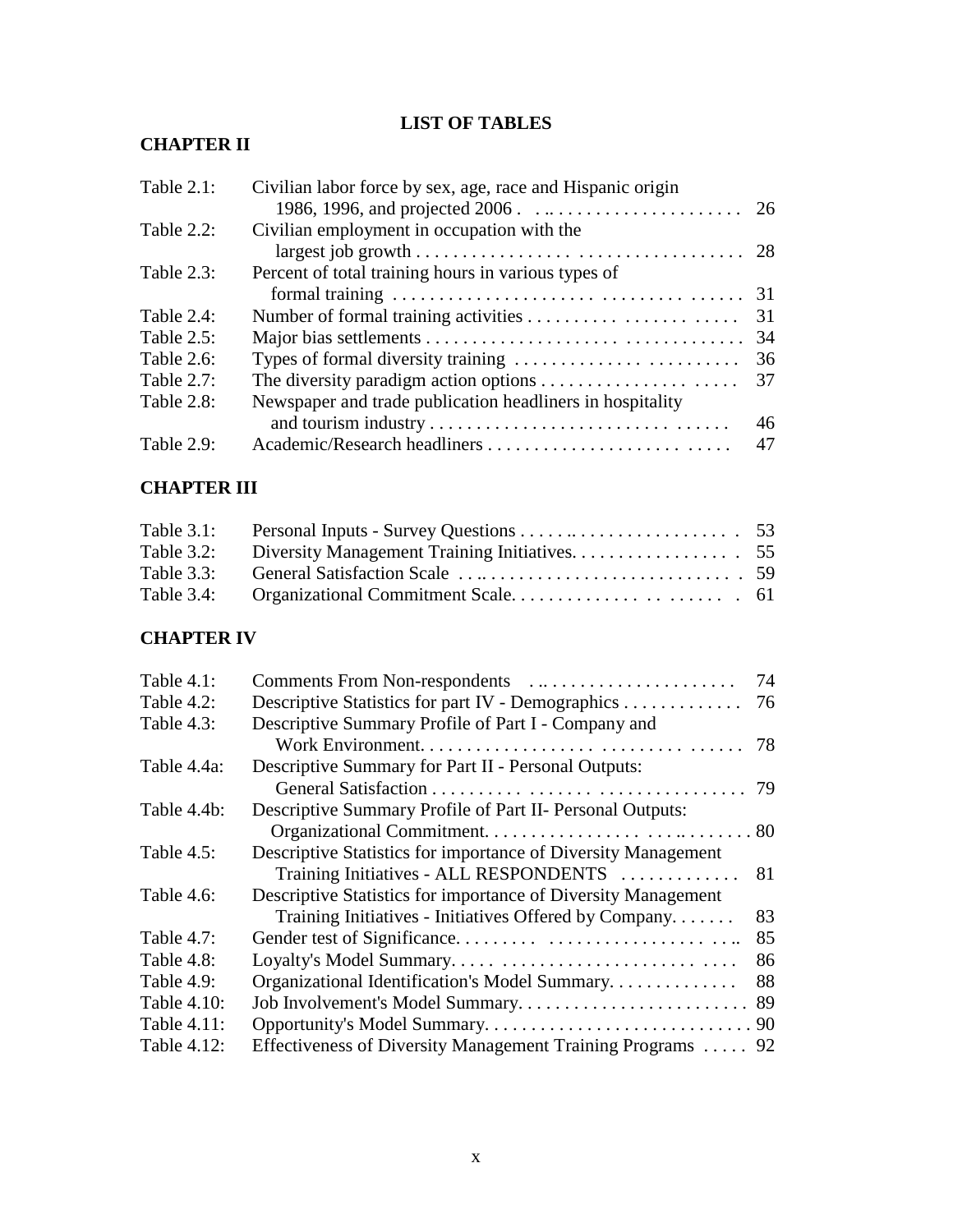# LIST OF TABLES

## CHAPTER II

| | | |
|---|---|---|
| Table 2.1: | Civilian labor force by sex, age, race and Hispanic origin 1986, 1996, and projected 2006 | 26 |
| Table 2.2: | Civilian employment in occupation with the largest job growth | 28 |
| Table 2.3: | Percent of total training hours in various types of formal training | 31 |
| Table 2.4: | Number of formal training activities | 31 |
| Table 2.5: | Major bias settlements | 34 |
| Table 2.6: | Types of formal diversity training | 36 |
| Table 2.7: | The diversity paradigm action options | 37 |
| Table 2.8: | Newspaper and trade publication headliners in hospitality and tourism industry | 46 |
| Table 2.9: | Academic/Research headliners | 47 |

## CHAPTER III

| | | |
|---|---|---|
| Table 3.1: | Personal Inputs - Survey Questions | 53 |
| Table 3.2: | Diversity Management Training Initiatives. | 55 |
| Table 3.3: | General Satisfaction Scale | 59 |
| Table 3.4: | Organizational Commitment Scale. | 61 |

## CHAPTER IV

| | | |
|---|---|---|
| Table 4.1: | Comments From Non-respondents | 74 |
| Table 4.2: | Descriptive Statistics for part IV - Demographics | 76 |
| Table 4.3: | Descriptive Summary Profile of Part I - Company and Work Environment. | 78 |
| Table 4.4a: | Descriptive Summary for Part II - Personal Outputs: General Satisfaction | 79 |
| Table 4.4b: | Descriptive Summary Profile of Part II- Personal Outputs: Organizational Commitment. | 80 |
| Table 4.5: | Descriptive Statistics for importance of Diversity Management Training Initiatives - ALL RESPONDENTS | 81 |
| Table 4.6: | Descriptive Statistics for importance of Diversity Management Training Initiatives - Initiatives Offered by Company. | 83 |
| Table 4.7: | Gender test of Significance. | 85 |
| Table 4.8: | Loyalty's Model Summary. | 86 |
| Table 4.9: | Organizational Identification's Model Summary. | 88 |
| Table 4.10: | Job Involvement's Model Summary. | 89 |
| Table 4.11: | Opportunity's Model Summary. | 90 |
| Table 4.12: | Effectiveness of Diversity Management Training Programs | 92 |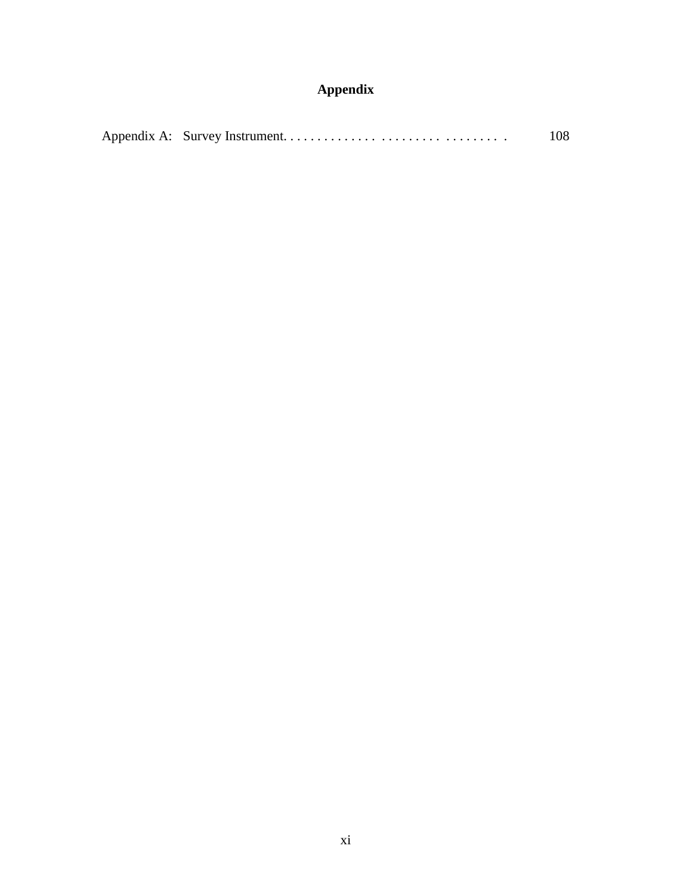# Appendix

Appendix A: Survey Instrument. . . . . . . . . . . . . . . . . . . . . . . . . . . . . . . . . . . . . . 108